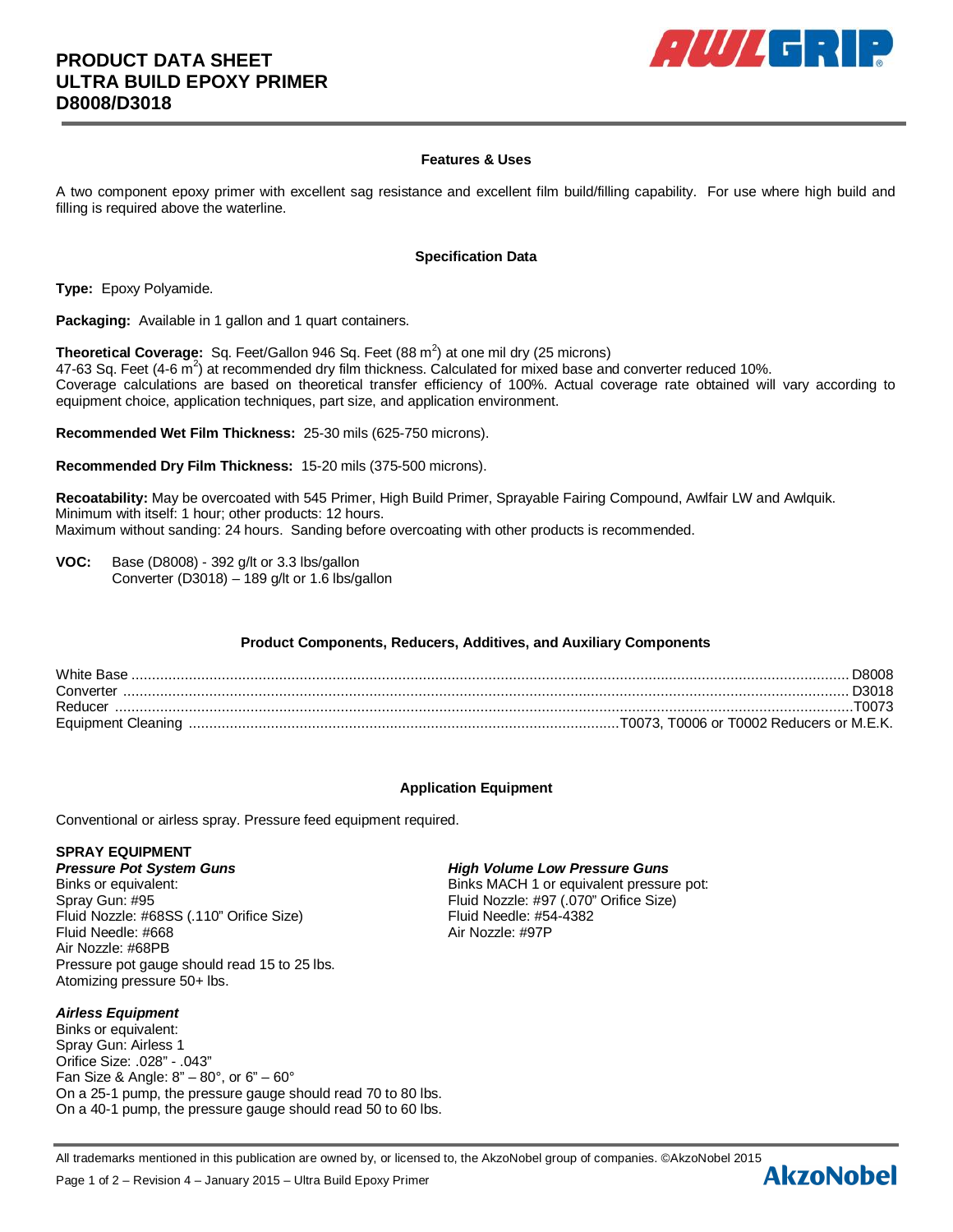# PRODUCT DATA SHEET
# ULTRA BUILD EPOXY PRIMER
# D8008/D3018

## Features & Uses

A two component epoxy primer with excellent sag resistance and excellent film build/filling capability. For use where high build and filling is required above the waterline.

## Specification Data

**Type:** Epoxy Polyamide.

**Packaging:** Available in 1 gallon and 1 quart containers.

**Theoretical Coverage:** Sq. Feet/Gallon 946 Sq. Feet (88 $m^2$) at one mil dry (25 microns)
47-63 Sq. Feet (4-6 $m^2$) at recommended dry film thickness. Calculated for mixed base and converter reduced 10%.
Coverage calculations are based on theoretical transfer efficiency of 100%. Actual coverage rate obtained will vary according to equipment choice, application techniques, part size, and application environment.

**Recommended Wet Film Thickness:** 25-30 mils (625-750 microns).

**Recommended Dry Film Thickness:** 15-20 mils (375-500 microns).

**Recoatability:** May be overcoated with 545 Primer, High Build Primer, Sprayable Fairing Compound, Awlfair LW and Awlquik.
Minimum with itself: 1 hour; other products: 12 hours.
Maximum without sanding: 24 hours. Sanding before overcoating with other products is recommended.

**VOC:** Base (D8008) - 392 g/lt or 3.3 lbs/gallon
Converter (D3018) – 189 g/lt or 1.6 lbs/gallon

## Product Components, Reducers, Additives, and Auxiliary Components

| Component | Product |
|---|---|
| White Base | D8008 |
| Converter | D3018 |
| Reducer | T0073 |
| Equipment Cleaning | T0073, T0006 or T0002 Reducers or M.E.K. |

## Application Equipment

Conventional or airless spray. Pressure feed equipment required.

**SPRAY EQUIPMENT**

***Pressure Pot System Guns***
Binks or equivalent:
Spray Gun: #95
Fluid Nozzle: #68SS (.110" Orifice Size)
Fluid Needle: #668
Air Nozzle: #68PB
Pressure pot gauge should read 15 to 25 lbs.
Atomizing pressure 50+ lbs.

***High Volume Low Pressure Guns***
Binks MACH 1 or equivalent pressure pot:
Fluid Nozzle: #97 (.070" Orifice Size)
Fluid Needle: #54-4382
Air Nozzle: #97P

***Airless Equipment***
Binks or equivalent:
Spray Gun: Airless 1
Orifice Size: .028" - .043"
Fan Size & Angle: 8" – 80°, or 6" – 60°
On a 25-1 pump, the pressure gauge should read 70 to 80 lbs.
On a 40-1 pump, the pressure gauge should read 50 to 60 lbs.

All trademarks mentioned in this publication are owned by, or licensed to, the AkzoNobel group of companies. ©AkzoNobel 2015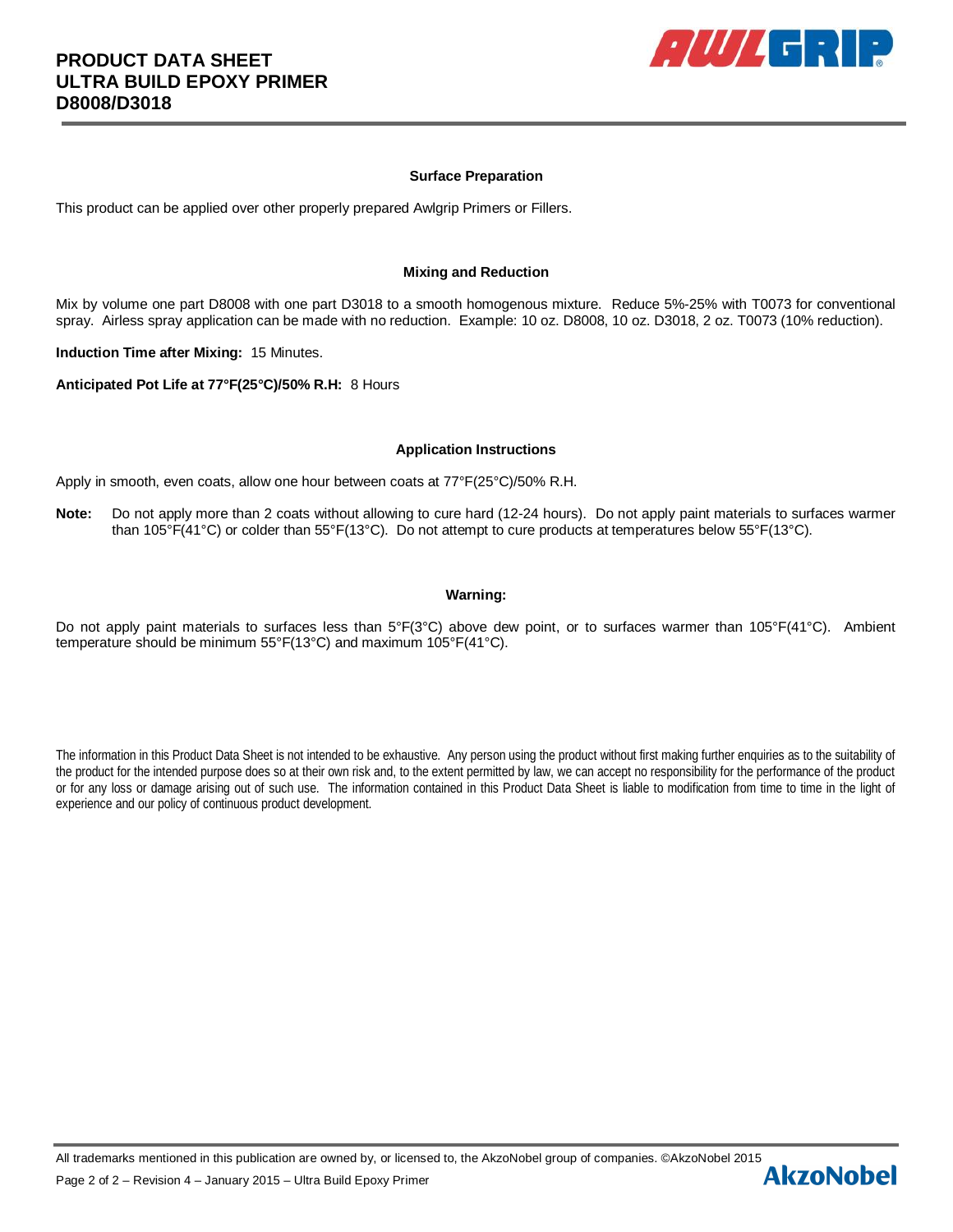## Surface Preparation

This product can be applied over other properly prepared Awlgrip Primers or Fillers.

## Mixing and Reduction

Mix by volume one part D8008 with one part D3018 to a smooth homogenous mixture. Reduce 5%-25% with T0073 for conventional spray. Airless spray application can be made with no reduction. Example: 10 oz. D8008, 10 oz. D3018, 2 oz. T0073 (10% reduction).

**Induction Time after Mixing:** 15 Minutes.

**Anticipated Pot Life at 77°F(25°C)/50% R.H:** 8 Hours

## Application Instructions

Apply in smooth, even coats, allow one hour between coats at 77°F(25°C)/50% R.H.

**Note:** Do not apply more than 2 coats without allowing to cure hard (12-24 hours). Do not apply paint materials to surfaces warmer than 105°F(41°C) or colder than 55°F(13°C). Do not attempt to cure products at temperatures below 55°F(13°C).

## Warning:

Do not apply paint materials to surfaces less than 5°F(3°C) above dew point, or to surfaces warmer than 105°F(41°C). Ambient temperature should be minimum 55°F(13°C) and maximum 105°F(41°C).

The information in this Product Data Sheet is not intended to be exhaustive. Any person using the product without first making further enquiries as to the suitability of the product for the intended purpose does so at their own risk and, to the extent permitted by law, we can accept no responsibility for the performance of the product or for any loss or damage arising out of such use. The information contained in this Product Data Sheet is liable to modification from time to time in the light of experience and our policy of continuous product development.

All trademarks mentioned in this publication are owned by, or licensed to, the AkzoNobel group of companies. ©AkzoNobel 2015